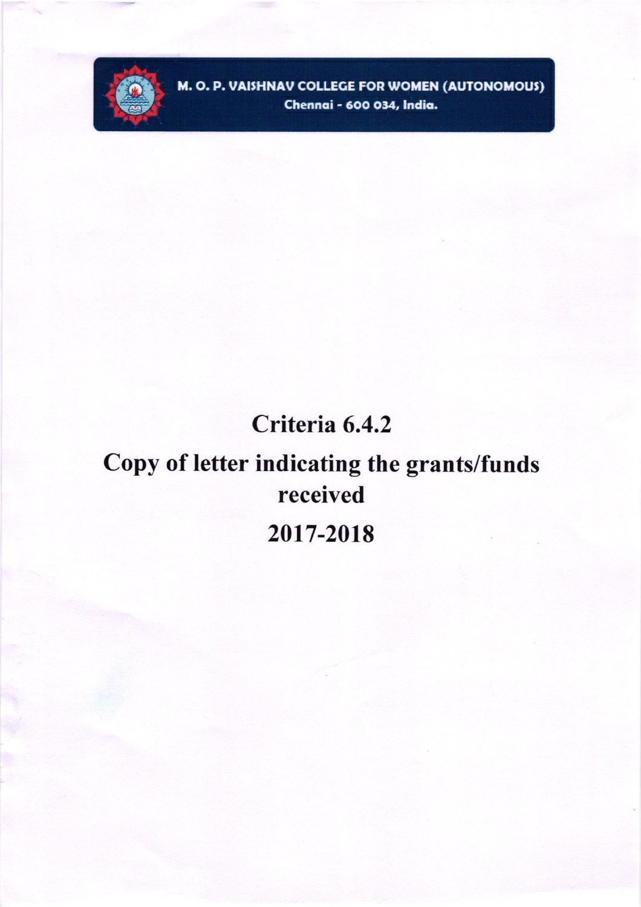M. O. P. VAISHNAV COLLEGE FOR WOMEN (AUTONOMOUS)
Chennai - 600 034, India.

# Criteria 6.4.2

# Copy of letter indicating the grants/funds received

# 2017-2018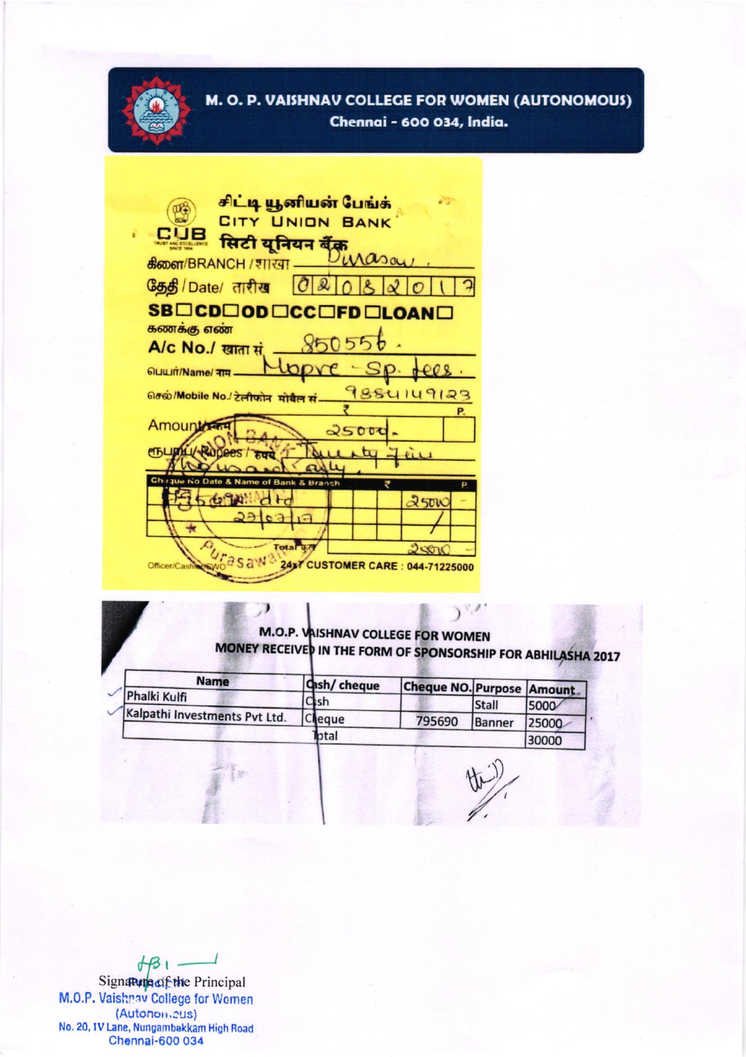# M. O. P. VAISHNAV COLLEGE FOR WOMEN (AUTONOMOUS)
Chennai - 600 034, India.

சிட்டி யூனியன் பேங்க்
CITY UNION BANK
सिटी यूनियन बैंक

கிளை/BRANCH/शाखा Purasaw.

தேதி/Date/ तारीख 02/08/2017

SB☐ CD☐ OD☐ CC☐ FD☐ LOAN☐

கணக்கு எண் A/c No./ खाता सं. 850556.

பெயர்/Name/ नाम Mopvc - Sp. fees.

செல்/Mobile No./ टेलीफोन मोबैल सं. 9884149123

Amount/रकम ₹ 25000/-

ரூபாய்/Rupees/ रुपये Twenty Five Thousand only

| Cheque No Date & Name of Bank & Branch | ₹ | P. |
|---|---|---|
| 795690 HDFC 27/07/17 | 25000 | - |
| | / | |
| Total/कुल | 25000 | - |

Officer/Cashier/SWO Purasawalkam

24x7 CUSTOMER CARE : 044-71225000

## M.O.P. VAISHNAV COLLEGE FOR WOMEN
## MONEY RECEIVED IN THE FORM OF SPONSORSHIP FOR ABHILASHA 2017

| Name | Cash/ cheque | Cheque NO. | Purpose | Amount |
|---|---|---|---|---|
| Phalki Kulfi | Cash | | Stall | 5000 |
| Kalpathi Investments Pvt Ltd. | Cheque | 795690 | Banner | 25000 |
| Total | | | | 30000 |

Signature of the Principal
M.O.P. Vaishnav College for Women
(Autonomous)
No. 20, IV Lane, Nungambakkam High Road
Chennai-600 034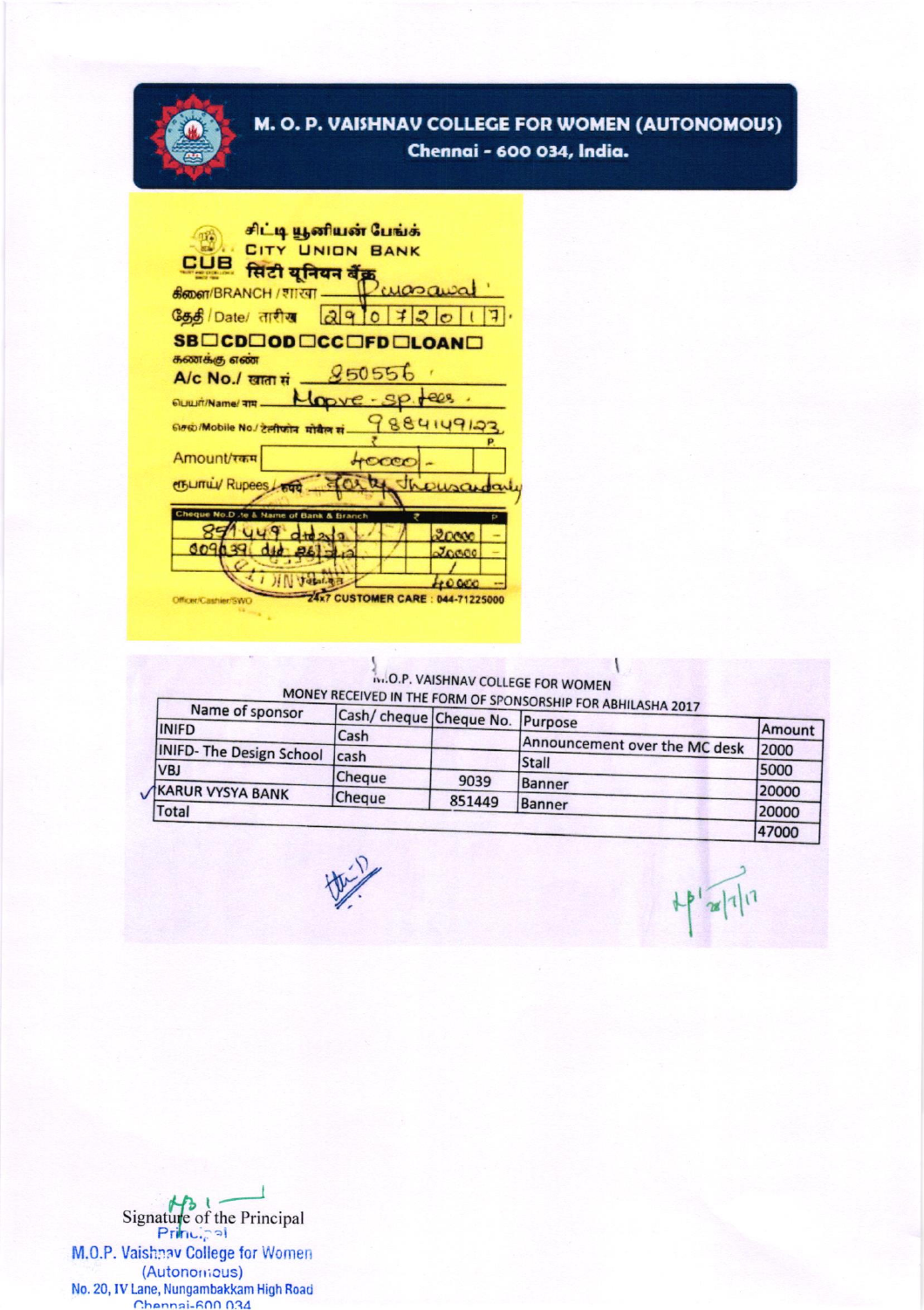# M. O. P. VAISHNAV COLLEGE FOR WOMEN (AUTONOMOUS)

Chennai - 600 034, India.

சிட்டி யூனியன் பேங்க்
CITY UNION BANK
CUB सिटी यूनियन बैंक

கிளை/BRANCH / शाखा Pursawal

தேதி / Date/ तारीख 29/07/2017

SB☐ CD☐ OD☐ CC☐ FD☐ LOAN☐

கணக்கு எண்
A/c No./ खाता सं. 850556

பெயர்/Name/ नाम Mopve - sp. fees

செல்/Mobile No./ टेलीफोन मोबाइल सं. 9884149123

Amount/रकम 40000/-

ரூபாய்/ Rupees / रुपये Forty thousand only

| Cheque No. Date & Name of Bank & Branch | ₹ | P |
|---|---|---|
| 851449 dtd 26/7 | 20000 | - |
| 009039 dtd 26/7 | 20000 | - |
| | 40000 | - |

Officer/Cashier/SWO

24x7 CUSTOMER CARE : 044-71225000

M.O.P. VAISHNAV COLLEGE FOR WOMEN

MONEY RECEIVED IN THE FORM OF SPONSORSHIP FOR ABHILASHA 2017

| Name of sponsor | Cash/ cheque | Cheque No. | Purpose | Amount |
|---|---|---|---|---|
| INIFD | Cash | | Announcement over the MC desk | 2000 |
| INIFD- The Design School | cash | | Stall | 5000 |
| VBJ | Cheque | 9039 | Banner | 20000 |
| ✓ KARUR VYSYA BANK | Cheque | 851449 | Banner | 20000 |
| Total | | | | 47000 |

28/7/17

Signature of the Principal
Principal
M.O.P. Vaishnav College for Women
(Autonomous)
No. 20, IV Lane, Nungambakkam High Road
Chennai-600 034